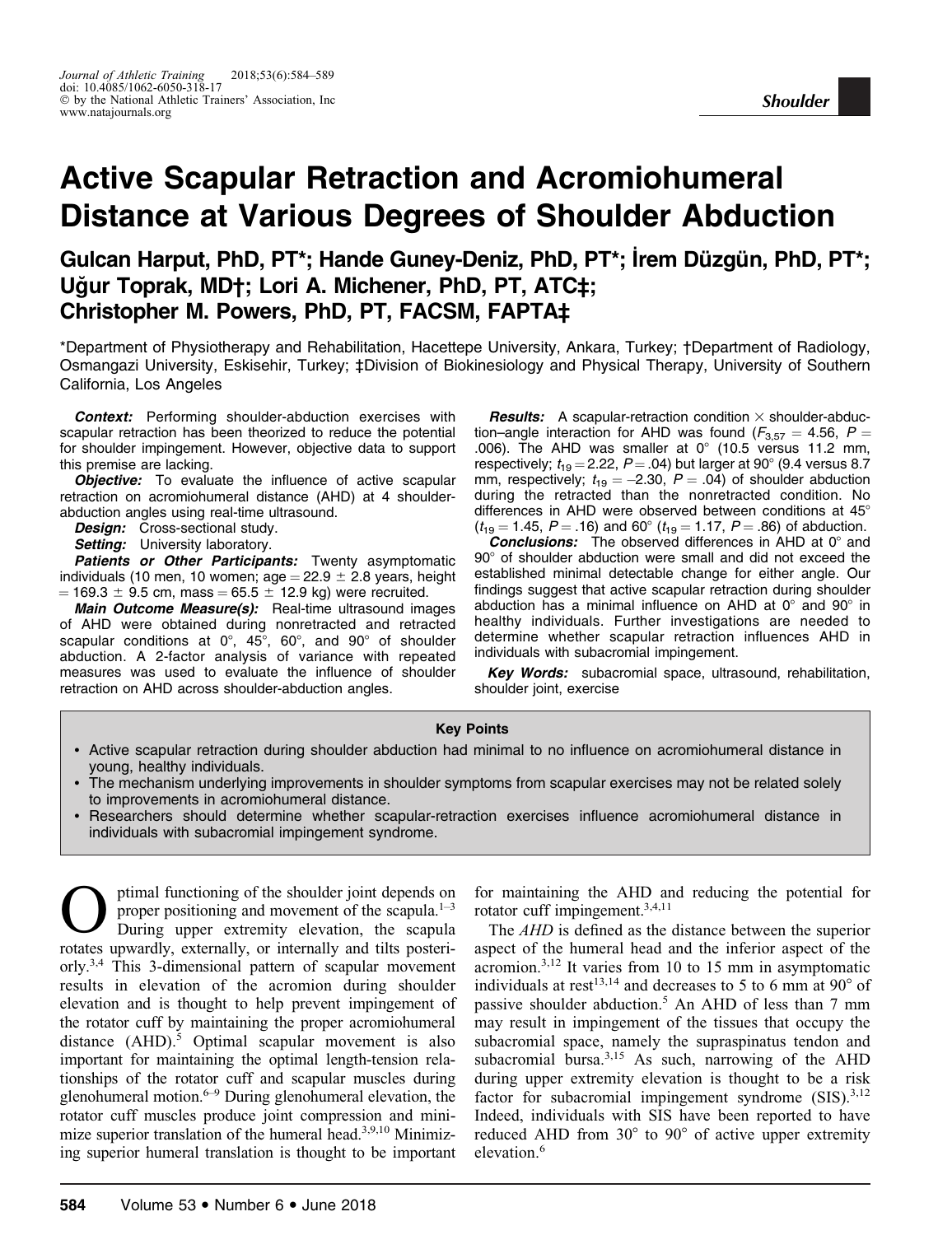# Active Scapular Retraction and Acromiohumeral Distance at Various Degrees of Shoulder Abduction

**Gulcan Harput, PhD, PT\*; Hande Guney-Deniz, PhD, PT\*; İrem Düzgün, PhD, PT\*; Uğur Toprak, MD†; Lori A. Michener, PhD, PT, ATC‡; Christopher M. Powers, PhD, PT, FACSM, FAPTA‡**

\*Department of Physiotherapy and Rehabilitation, Hacettepe University, Ankara, Turkey; †Department of Radiology, Osmangazi University, Eskisehir, Turkey; ‡Division of Biokinesiology and Physical Therapy, University of Southern California, Los Angeles

***Context:*** Performing shoulder-abduction exercises with scapular retraction has been theorized to reduce the potential for shoulder impingement. However, objective data to support this premise are lacking.

***Objective:*** To evaluate the influence of active scapular retraction on acromiohumeral distance (AHD) at 4 shoulder-abduction angles using real-time ultrasound.

***Design:*** Cross-sectional study.

***Setting:*** University laboratory.

***Patients or Other Participants:*** Twenty asymptomatic individuals (10 men, 10 women; age = 22.9 ± 2.8 years, height = 169.3 ± 9.5 cm, mass = 65.5 ± 12.9 kg) were recruited.

***Main Outcome Measure(s):*** Real-time ultrasound images of AHD were obtained during nonretracted and retracted scapular conditions at 0°, 45°, 60°, and 90° of shoulder abduction. A 2-factor analysis of variance with repeated measures was used to evaluate the influence of shoulder retraction on AHD across shoulder-abduction angles.

***Results:*** A scapular-retraction condition × shoulder-abduction–angle interaction for AHD was found ($F_{3,57} = 4.56$, $P = .006$). The AHD was smaller at 0° (10.5 versus 11.2 mm, respectively; $t_{19} = 2.22$, $P = .04$) but larger at 90° (9.4 versus 8.7 mm, respectively; $t_{19} = -2.30$, $P = .04$) of shoulder abduction during the retracted than the nonretracted condition. No differences in AHD were observed between conditions at 45° ($t_{19} = 1.45$, $P = .16$) and 60° ($t_{19} = 1.17$, $P = .86$) of abduction.

***Conclusions:*** The observed differences in AHD at 0° and 90° of shoulder abduction were small and did not exceed the established minimal detectable change for either angle. Our findings suggest that active scapular retraction during shoulder abduction has a minimal influence on AHD at 0° and 90° in healthy individuals. Further investigations are needed to determine whether scapular retraction influences AHD in individuals with subacromial impingement.

***Key Words:*** subacromial space, ultrasound, rehabilitation, shoulder joint, exercise

**Key Points**

- Active scapular retraction during shoulder abduction had minimal to no influence on acromiohumeral distance in young, healthy individuals.
- The mechanism underlying improvements in shoulder symptoms from scapular exercises may not be related solely to improvements in acromiohumeral distance.
- Researchers should determine whether scapular-retraction exercises influence acromiohumeral distance in individuals with subacromial impingement syndrome.

Optimal functioning of the shoulder joint depends on proper positioning and movement of the scapula.[1–3] During upper extremity elevation, the scapula rotates upwardly, externally, or internally and tilts posteriorly.[3,4] This 3-dimensional pattern of scapular movement results in elevation of the acromion during shoulder elevation and is thought to help prevent impingement of the rotator cuff by maintaining the proper acromiohumeral distance (AHD).[5] Optimal scapular movement is also important for maintaining the optimal length-tension relationships of the rotator cuff and scapular muscles during glenohumeral motion.[6–9] During glenohumeral elevation, the rotator cuff muscles produce joint compression and minimize superior translation of the humeral head.[3,9,10] Minimizing superior humeral translation is thought to be important for maintaining the AHD and reducing the potential for rotator cuff impingement.[3,4,11]

The *AHD* is defined as the distance between the superior aspect of the humeral head and the inferior aspect of the acromion.[3,12] It varies from 10 to 15 mm in asymptomatic individuals at rest[13,14] and decreases to 5 to 6 mm at 90° of passive shoulder abduction.[5] An AHD of less than 7 mm may result in impingement of the tissues that occupy the subacromial space, namely the supraspinatus tendon and subacromial bursa.[3,15] As such, narrowing of the AHD during upper extremity elevation is thought to be a risk factor for subacromial impingement syndrome (SIS).[3,12] Indeed, individuals with SIS have been reported to have reduced AHD from 30° to 90° of active upper extremity elevation.[6]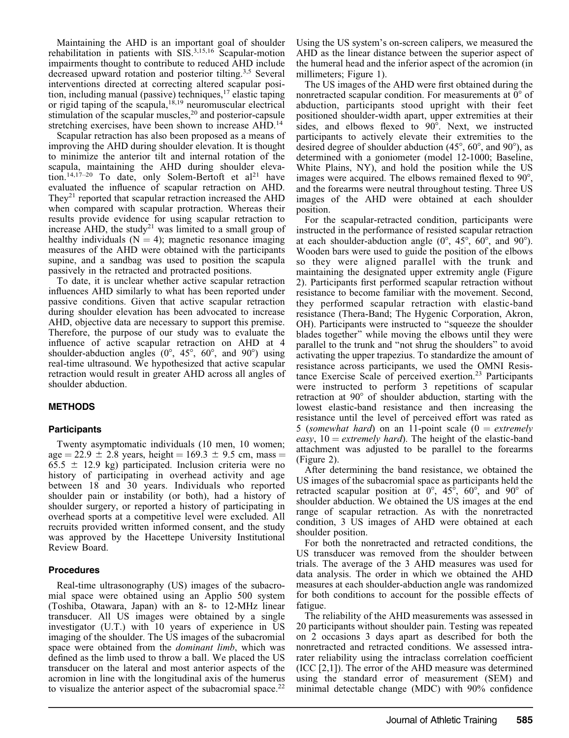Maintaining the AHD is an important goal of shoulder rehabilitation in patients with SIS.[3,15,16] Scapular-motion impairments thought to contribute to reduced AHD include decreased upward rotation and posterior tilting.[3,5] Several interventions directed at correcting altered scapular position, including manual (passive) techniques,[17] elastic taping or rigid taping of the scapula,[18,19] neuromuscular electrical stimulation of the scapular muscles,[20] and posterior-capsule stretching exercises, have been shown to increase AHD.[14]

Scapular retraction has also been proposed as a means of improving the AHD during shoulder elevation. It is thought to minimize the anterior tilt and internal rotation of the scapula, maintaining the AHD during shoulder elevation.[14,17–20] To date, only Solem-Bertoft et al[21] have evaluated the influence of scapular retraction on AHD. They[21] reported that scapular retraction increased the AHD when compared with scapular protraction. Whereas their results provide evidence for using scapular retraction to increase AHD, the study[21] was limited to a small group of healthy individuals (N = 4); magnetic resonance imaging measures of the AHD were obtained with the participants supine, and a sandbag was used to position the scapula passively in the retracted and protracted positions.

To date, it is unclear whether active scapular retraction influences AHD similarly to what has been reported under passive conditions. Given that active scapular retraction during shoulder elevation has been advocated to increase AHD, objective data are necessary to support this premise. Therefore, the purpose of our study was to evaluate the influence of active scapular retraction on AHD at 4 shoulder-abduction angles (0°, 45°, 60°, and 90°) using real-time ultrasound. We hypothesized that active scapular retraction would result in greater AHD across all angles of shoulder abduction.

## METHODS

### Participants

Twenty asymptomatic individuals (10 men, 10 women; age = 22.9 ± 2.8 years, height = 169.3 ± 9.5 cm, mass = 65.5 ± 12.9 kg) participated. Inclusion criteria were no history of participating in overhead activity and age between 18 and 30 years. Individuals who reported shoulder pain or instability (or both), had a history of shoulder surgery, or reported a history of participating in overhead sports at a competitive level were excluded. All recruits provided written informed consent, and the study was approved by the Hacettepe University Institutional Review Board.

### Procedures

Real-time ultrasonography (US) images of the subacromial space were obtained using an Applio 500 system (Toshiba, Otawara, Japan) with an 8- to 12-MHz linear transducer. All US images were obtained by a single investigator (U.T.) with 10 years of experience in US imaging of the shoulder. The US images of the subacromial space were obtained from the *dominant limb*, which was defined as the limb used to throw a ball. We placed the US transducer on the lateral and most anterior aspects of the acromion in line with the longitudinal axis of the humerus to visualize the anterior aspect of the subacromial space.[22] Using the US system's on-screen calipers, we measured the AHD as the linear distance between the superior aspect of the humeral head and the inferior aspect of the acromion (in millimeters; Figure 1).

The US images of the AHD were first obtained during the nonretracted scapular condition. For measurements at 0° of abduction, participants stood upright with their feet positioned shoulder-width apart, upper extremities at their sides, and elbows flexed to 90°. Next, we instructed participants to actively elevate their extremities to the desired degree of shoulder abduction (45°, 60°, and 90°), as determined with a goniometer (model 12-1000; Baseline, White Plains, NY), and hold the position while the US images were acquired. The elbows remained flexed to 90°, and the forearms were neutral throughout testing. Three US images of the AHD were obtained at each shoulder position.

For the scapular-retracted condition, participants were instructed in the performance of resisted scapular retraction at each shoulder-abduction angle (0°, 45°, 60°, and 90°). Wooden bars were used to guide the position of the elbows so they were aligned parallel with the trunk and maintaining the designated upper extremity angle (Figure 2). Participants first performed scapular retraction without resistance to become familiar with the movement. Second, they performed scapular retraction with elastic-band resistance (Thera-Band; The Hygenic Corporation, Akron, OH). Participants were instructed to "squeeze the shoulder blades together" while moving the elbows until they were parallel to the trunk and "not shrug the shoulders" to avoid activating the upper trapezius. To standardize the amount of resistance across participants, we used the OMNI Resistance Exercise Scale of perceived exertion.[23] Participants were instructed to perform 3 repetitions of scapular retraction at 90° of shoulder abduction, starting with the lowest elastic-band resistance and then increasing the resistance until the level of perceived effort was rated as 5 (*somewhat hard*) on an 11-point scale (0 = *extremely easy*, 10 = *extremely hard*). The height of the elastic-band attachment was adjusted to be parallel to the forearms (Figure 2).

After determining the band resistance, we obtained the US images of the subacromial space as participants held the retracted scapular position at 0°, 45°, 60°, and 90° of shoulder abduction. We obtained the US images at the end range of scapular retraction. As with the nonretracted condition, 3 US images of AHD were obtained at each shoulder position.

For both the nonretracted and retracted conditions, the US transducer was removed from the shoulder between trials. The average of the 3 AHD measures was used for data analysis. The order in which we obtained the AHD measures at each shoulder-abduction angle was randomized for both conditions to account for the possible effects of fatigue.

The reliability of the AHD measurements was assessed in 20 participants without shoulder pain. Testing was repeated on 2 occasions 3 days apart as described for both the nonretracted and retracted conditions. We assessed intrarater reliability using the intraclass correlation coefficient (ICC [2,1]). The error of the AHD measure was determined using the standard error of measurement (SEM) and minimal detectable change (MDC) with 90% confidence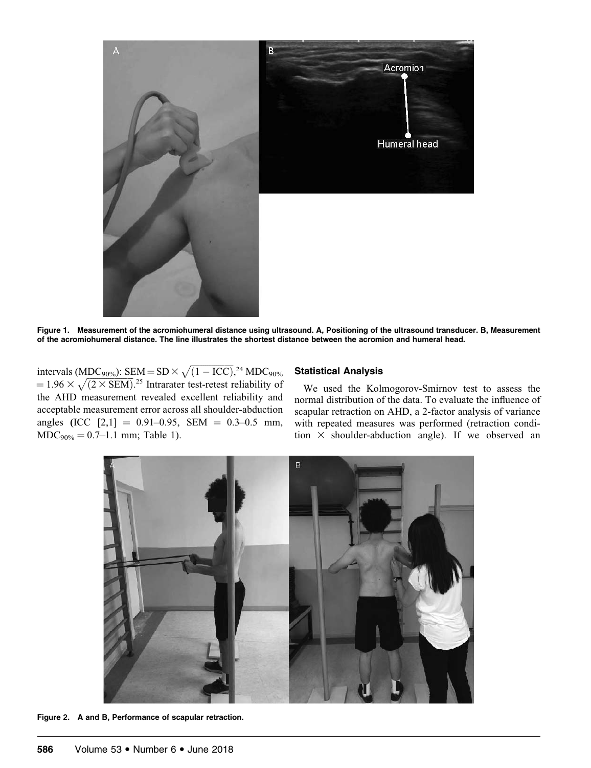Figure 1. Measurement of the acromiohumeral distance using ultrasound. A, Positioning of the ultrasound transducer. B, Measurement of the acromiohumeral distance. The line illustrates the shortest distance between the acromion and humeral head.

intervals ($MDC_{90\%}$): $SEM = SD \times \sqrt{(1 - ICC)}$,[24] $MDC_{90\%} = 1.96 \times \sqrt{(2 \times SEM)}$.[25] Intrarater test-retest reliability of the AHD measurement revealed excellent reliability and acceptable measurement error across all shoulder-abduction angles (ICC [2,1] = 0.91–0.95, SEM = 0.3–0.5 mm, $MDC_{90\%}$ = 0.7–1.1 mm; Table 1).

## Statistical Analysis

We used the Kolmogorov-Smirnov test to assess the normal distribution of the data. To evaluate the influence of scapular retraction on AHD, a 2-factor analysis of variance with repeated measures was performed (retraction condition × shoulder-abduction angle). If we observed an

Figure 2. A and B, Performance of scapular retraction.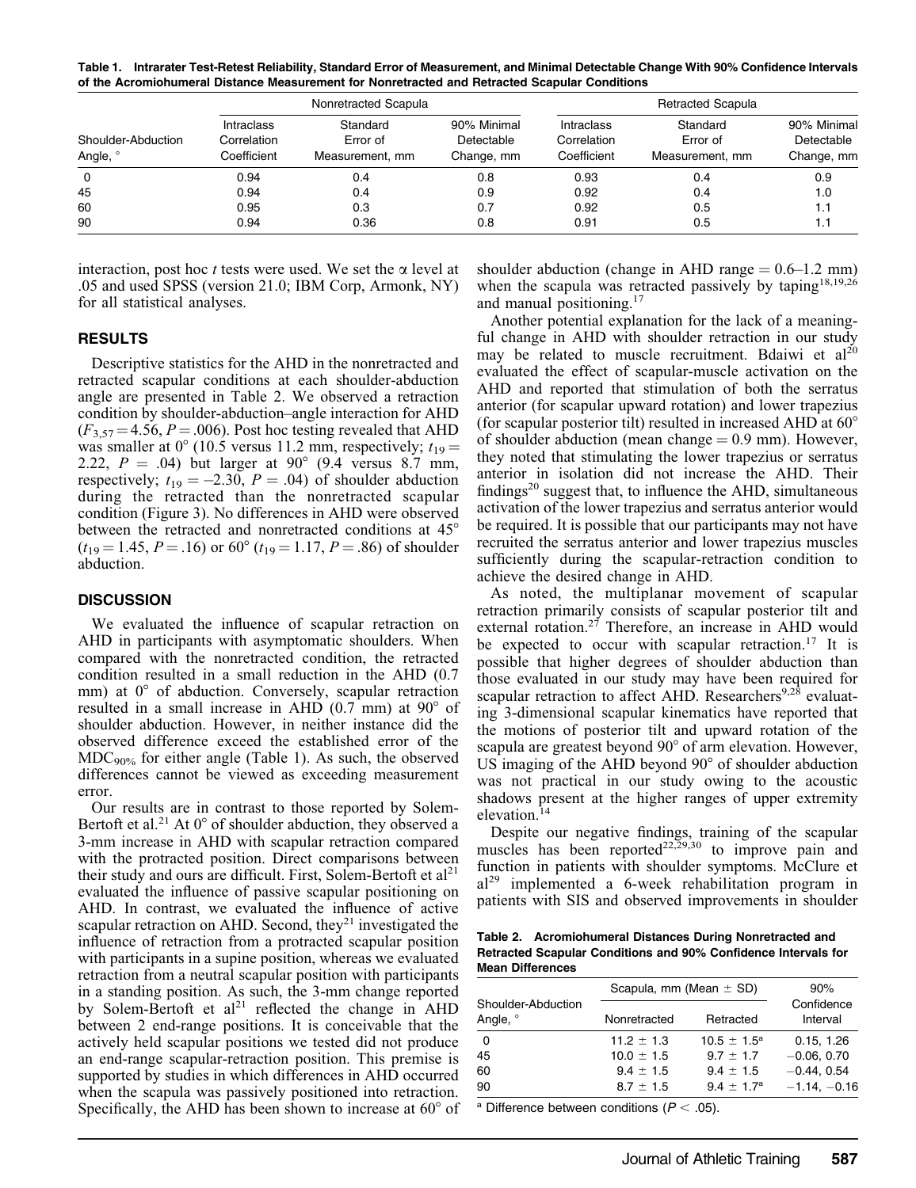**Table 1. Intrarater Test-Retest Reliability, Standard Error of Measurement, and Minimal Detectable Change With 90% Confidence Intervals of the Acromiohumeral Distance Measurement for Nonretracted and Retracted Scapular Conditions**

| Shoulder-Abduction Angle, ° | Nonretracted Scapula | | | Retracted Scapula | | |
|---|---|---|---|---|---|---|
| | Intraclass Correlation Coefficient | Standard Error of Measurement, mm | 90% Minimal Detectable Change, mm | Intraclass Correlation Coefficient | Standard Error of Measurement, mm | 90% Minimal Detectable Change, mm |
| 0 | 0.94 | 0.4 | 0.8 | 0.93 | 0.4 | 0.9 |
| 45 | 0.94 | 0.4 | 0.9 | 0.92 | 0.4 | 1.0 |
| 60 | 0.95 | 0.3 | 0.7 | 0.92 | 0.5 | 1.1 |
| 90 | 0.94 | 0.36 | 0.8 | 0.91 | 0.5 | 1.1 |

interaction, post hoc *t* tests were used. We set the α level at .05 and used SPSS (version 21.0; IBM Corp, Armonk, NY) for all statistical analyses.

## RESULTS

Descriptive statistics for the AHD in the nonretracted and retracted scapular conditions at each shoulder-abduction angle are presented in Table 2. We observed a retraction condition by shoulder-abduction–angle interaction for AHD ($F_{3,57} = 4.56$, $P = .006$). Post hoc testing revealed that AHD was smaller at 0° (10.5 versus 11.2 mm, respectively; $t_{19} = 2.22$, $P = .04$) but larger at 90° (9.4 versus 8.7 mm, respectively; $t_{19} = -2.30$, $P = .04$) of shoulder abduction during the retracted than the nonretracted scapular condition (Figure 3). No differences in AHD were observed between the retracted and nonretracted conditions at 45° ($t_{19} = 1.45$, $P = .16$) or 60° ($t_{19} = 1.17$, $P = .86$) of shoulder abduction.

## DISCUSSION

We evaluated the influence of scapular retraction on AHD in participants with asymptomatic shoulders. When compared with the nonretracted condition, the retracted condition resulted in a small reduction in the AHD (0.7 mm) at 0° of abduction. Conversely, scapular retraction resulted in a small increase in AHD (0.7 mm) at 90° of shoulder abduction. However, in neither instance did the observed difference exceed the established error of the $MDC_{90\%}$ for either angle (Table 1). As such, the observed differences cannot be viewed as exceeding measurement error.

Our results are in contrast to those reported by Solem-Bertoft et al.[21] At 0° of shoulder abduction, they observed a 3-mm increase in AHD with scapular retraction compared with the protracted position. Direct comparisons between their study and ours are difficult. First, Solem-Bertoft et al[21] evaluated the influence of passive scapular positioning on AHD. In contrast, we evaluated the influence of active scapular retraction on AHD. Second, they[21] investigated the influence of retraction from a protracted scapular position with participants in a supine position, whereas we evaluated retraction from a neutral scapular position with participants in a standing position. As such, the 3-mm change reported by Solem-Bertoft et al[21] reflected the change in AHD between 2 end-range positions. It is conceivable that the actively held scapular positions we tested did not produce an end-range scapular-retraction position. This premise is supported by studies in which differences in AHD occurred when the scapula was passively positioned into retraction. Specifically, the AHD has been shown to increase at 60° of shoulder abduction (change in AHD range = 0.6–1.2 mm) when the scapula was retracted passively by taping[18,19,26] and manual positioning.[17]

Another potential explanation for the lack of a meaningful change in AHD with shoulder retraction in our study may be related to muscle recruitment. Bdaiwi et al[20] evaluated the effect of scapular-muscle activation on the AHD and reported that stimulation of both the serratus anterior (for scapular upward rotation) and lower trapezius (for scapular posterior tilt) resulted in increased AHD at 60° of shoulder abduction (mean change = 0.9 mm). However, they noted that stimulating the lower trapezius or serratus anterior in isolation did not increase the AHD. Their findings[20] suggest that, to influence the AHD, simultaneous activation of the lower trapezius and serratus anterior would be required. It is possible that our participants may not have recruited the serratus anterior and lower trapezius muscles sufficiently during the scapular-retraction condition to achieve the desired change in AHD.

As noted, the multiplanar movement of scapular retraction primarily consists of scapular posterior tilt and external rotation.[27] Therefore, an increase in AHD would be expected to occur with scapular retraction.[17] It is possible that higher degrees of shoulder abduction than those evaluated in our study may have been required for scapular retraction to affect AHD. Researchers[9,28] evaluating 3-dimensional scapular kinematics have reported that the motions of posterior tilt and upward rotation of the scapula are greatest beyond 90° of arm elevation. However, US imaging of the AHD beyond 90° of shoulder abduction was not practical in our study owing to the acoustic shadows present at the higher ranges of upper extremity elevation.[14]

Despite our negative findings, training of the scapular muscles has been reported[22,29,30] to improve pain and function in patients with shoulder symptoms. McClure et al[29] implemented a 6-week rehabilitation program in patients with SIS and observed improvements in shoulder

**Table 2. Acromiohumeral Distances During Nonretracted and Retracted Scapular Conditions and 90% Confidence Intervals for Mean Differences**

| Shoulder-Abduction Angle, ° | Scapula, mm (Mean ± SD) | | 90% Confidence Interval |
|---|---|---|---|
| | Nonretracted | Retracted | |
| 0 | 11.2 ± 1.3 | 10.5 ± 1.5[a] | 0.15, 1.26 |
| 45 | 10.0 ± 1.5 | 9.7 ± 1.7 | −0.06, 0.70 |
| 60 | 9.4 ± 1.5 | 9.4 ± 1.5 | −0.44, 0.54 |
| 90 | 8.7 ± 1.5 | 9.4 ± 1.7[a] | −1.14, −0.16 |

[a] Difference between conditions ($P < .05$).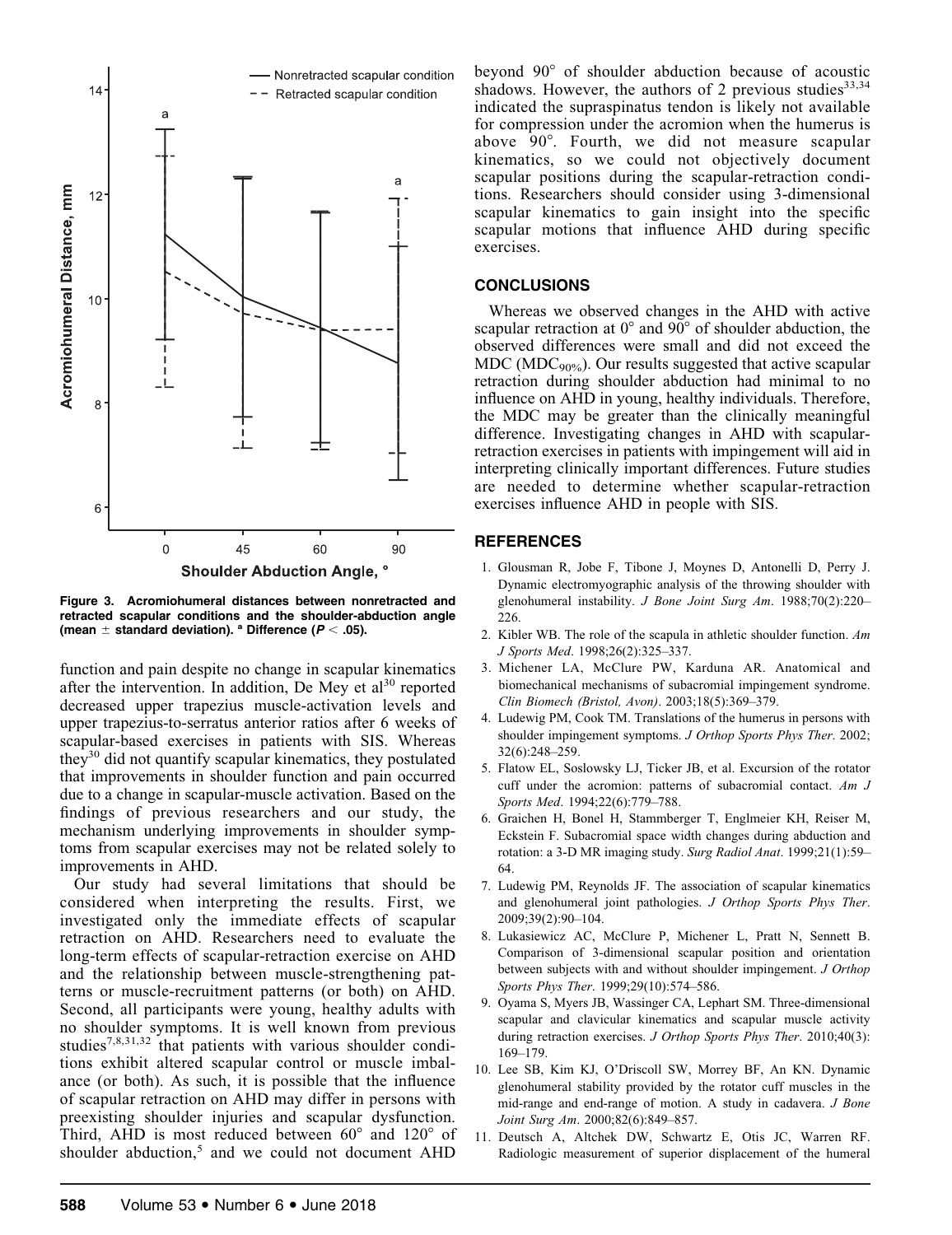Figure 3. Acromiohumeral distances between nonretracted and retracted scapular conditions and the shoulder-abduction angle (mean ± standard deviation). [a] Difference ($P < .05$).

function and pain despite no change in scapular kinematics after the intervention. In addition, De Mey et al[30] reported decreased upper trapezius muscle-activation levels and upper trapezius-to-serratus anterior ratios after 6 weeks of scapular-based exercises in patients with SIS. Whereas they[30] did not quantify scapular kinematics, they postulated that improvements in shoulder function and pain occurred due to a change in scapular-muscle activation. Based on the findings of previous researchers and our study, the mechanism underlying improvements in shoulder symptoms from scapular exercises may not be related solely to improvements in AHD.

Our study had several limitations that should be considered when interpreting the results. First, we investigated only the immediate effects of scapular retraction on AHD. Researchers need to evaluate the long-term effects of scapular-retraction exercise on AHD and the relationship between muscle-strengthening patterns or muscle-recruitment patterns (or both) on AHD. Second, all participants were young, healthy adults with no shoulder symptoms. It is well known from previous studies[7,8,31,32] that patients with various shoulder conditions exhibit altered scapular control or muscle imbalance (or both). As such, it is possible that the influence of scapular retraction on AHD may differ in persons with preexisting shoulder injuries and scapular dysfunction. Third, AHD is most reduced between 60° and 120° of shoulder abduction,[5] and we could not document AHD beyond 90° of shoulder abduction because of acoustic shadows. However, the authors of 2 previous studies[33,34] indicated the supraspinatus tendon is likely not available for compression under the acromion when the humerus is above 90°. Fourth, we did not measure scapular kinematics, so we could not objectively document scapular positions during the scapular-retraction conditions. Researchers should consider using 3-dimensional scapular kinematics to gain insight into the specific scapular motions that influence AHD during specific exercises.

## CONCLUSIONS

Whereas we observed changes in the AHD with active scapular retraction at 0° and 90° of shoulder abduction, the observed differences were small and did not exceed the MDC ($MDC_{90\%}$). Our results suggested that active scapular retraction during shoulder abduction had minimal to no influence on AHD in young, healthy individuals. Therefore, the MDC may be greater than the clinically meaningful difference. Investigating changes in AHD with scapular-retraction exercises in patients with impingement will aid in interpreting clinically important differences. Future studies are needed to determine whether scapular-retraction exercises influence AHD in people with SIS.

## REFERENCES

1. Glousman R, Jobe F, Tibone J, Moynes D, Antonelli D, Perry J. Dynamic electromyographic analysis of the throwing shoulder with glenohumeral instability. *J Bone Joint Surg Am*. 1988;70(2):220–226.
2. Kibler WB. The role of the scapula in athletic shoulder function. *Am J Sports Med*. 1998;26(2):325–337.
3. Michener LA, McClure PW, Karduna AR. Anatomical and biomechanical mechanisms of subacromial impingement syndrome. *Clin Biomech (Bristol, Avon)*. 2003;18(5):369–379.
4. Ludewig PM, Cook TM. Translations of the humerus in persons with shoulder impingement symptoms. *J Orthop Sports Phys Ther*. 2002;32(6):248–259.
5. Flatow EL, Soslowsky LJ, Ticker JB, et al. Excursion of the rotator cuff under the acromion: patterns of subacromial contact. *Am J Sports Med*. 1994;22(6):779–788.
6. Graichen H, Bonel H, Stammberger T, Englmeier KH, Reiser M, Eckstein F. Subacromial space width changes during abduction and rotation: a 3-D MR imaging study. *Surg Radiol Anat*. 1999;21(1):59–64.
7. Ludewig PM, Reynolds JF. The association of scapular kinematics and glenohumeral joint pathologies. *J Orthop Sports Phys Ther*. 2009;39(2):90–104.
8. Lukasiewicz AC, McClure P, Michener L, Pratt N, Sennett B. Comparison of 3-dimensional scapular position and orientation between subjects with and without shoulder impingement. *J Orthop Sports Phys Ther*. 1999;29(10):574–586.
9. Oyama S, Myers JB, Wassinger CA, Lephart SM. Three-dimensional scapular and clavicular kinematics and scapular muscle activity during retraction exercises. *J Orthop Sports Phys Ther*. 2010;40(3):169–179.
10. Lee SB, Kim KJ, O'Driscoll SW, Morrey BF, An KN. Dynamic glenohumeral stability provided by the rotator cuff muscles in the mid-range and end-range of motion. A study in cadavera. *J Bone Joint Surg Am*. 2000;82(6):849–857.
11. Deutsch A, Altchek DW, Schwartz E, Otis JC, Warren RF. Radiologic measurement of superior displacement of the humeral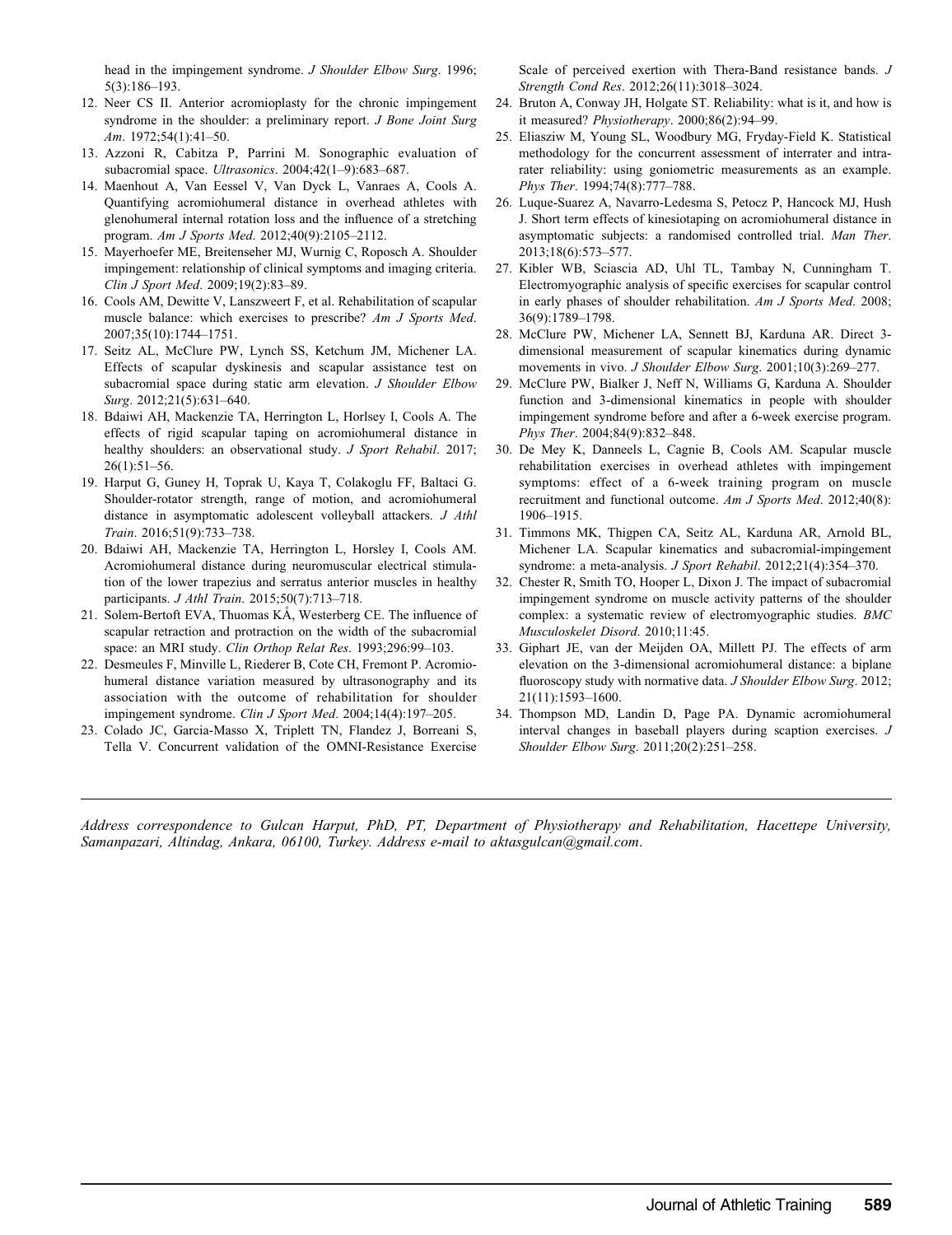head in the impingement syndrome. *J Shoulder Elbow Surg*. 1996; 5(3):186–193.

12. Neer CS II. Anterior acromioplasty for the chronic impingement syndrome in the shoulder: a preliminary report. *J Bone Joint Surg Am*. 1972;54(1):41–50.
13. Azzoni R, Cabitza P, Parrini M. Sonographic evaluation of subacromial space. *Ultrasonics*. 2004;42(1–9):683–687.
14. Maenhout A, Van Eessel V, Van Dyck L, Vanraes A, Cools A. Quantifying acromiohumeral distance in overhead athletes with glenohumeral internal rotation loss and the influence of a stretching program. *Am J Sports Med*. 2012;40(9):2105–2112.
15. Mayerhoefer ME, Breitenseher MJ, Wurnig C, Roposch A. Shoulder impingement: relationship of clinical symptoms and imaging criteria. *Clin J Sport Med*. 2009;19(2):83–89.
16. Cools AM, Dewitte V, Lanszweert F, et al. Rehabilitation of scapular muscle balance: which exercises to prescribe? *Am J Sports Med*. 2007;35(10):1744–1751.
17. Seitz AL, McClure PW, Lynch SS, Ketchum JM, Michener LA. Effects of scapular dyskinesis and scapular assistance test on subacromial space during static arm elevation. *J Shoulder Elbow Surg*. 2012;21(5):631–640.
18. Bdaiwi AH, Mackenzie TA, Herrington L, Horlsey I, Cools A. The effects of rigid scapular taping on acromiohumeral distance in healthy shoulders: an observational study. *J Sport Rehabil*. 2017; 26(1):51–56.
19. Harput G, Guney H, Toprak U, Kaya T, Colakoglu FF, Baltaci G. Shoulder-rotator strength, range of motion, and acromiohumeral distance in asymptomatic adolescent volleyball attackers. *J Athl Train*. 2016;51(9):733–738.
20. Bdaiwi AH, Mackenzie TA, Herrington L, Horsley I, Cools AM. Acromiohumeral distance during neuromuscular electrical stimulation of the lower trapezius and serratus anterior muscles in healthy participants. *J Athl Train*. 2015;50(7):713–718.
21. Solem-Bertoft EVA, Thuomas KÅ, Westerberg CE. The influence of scapular retraction and protraction on the width of the subacromial space: an MRI study. *Clin Orthop Relat Res*. 1993;296:99–103.
22. Desmeules F, Minville L, Riederer B, Cote CH, Fremont P. Acromiohumeral distance variation measured by ultrasonography and its association with the outcome of rehabilitation for shoulder impingement syndrome. *Clin J Sport Med*. 2004;14(4):197–205.
23. Colado JC, Garcia-Masso X, Triplett TN, Flandez J, Borreani S, Tella V. Concurrent validation of the OMNI-Resistance Exercise Scale of perceived exertion with Thera-Band resistance bands. *J Strength Cond Res*. 2012;26(11):3018–3024.
24. Bruton A, Conway JH, Holgate ST. Reliability: what is it, and how is it measured? *Physiotherapy*. 2000;86(2):94–99.
25. Eliasziw M, Young SL, Woodbury MG, Fryday-Field K. Statistical methodology for the concurrent assessment of interrater and intrarater reliability: using goniometric measurements as an example. *Phys Ther*. 1994;74(8):777–788.
26. Luque-Suarez A, Navarro-Ledesma S, Petocz P, Hancock MJ, Hush J. Short term effects of kinesiotaping on acromiohumeral distance in asymptomatic subjects: a randomised controlled trial. *Man Ther*. 2013;18(6):573–577.
27. Kibler WB, Sciascia AD, Uhl TL, Tambay N, Cunningham T. Electromyographic analysis of specific exercises for scapular control in early phases of shoulder rehabilitation. *Am J Sports Med*. 2008; 36(9):1789–1798.
28. McClure PW, Michener LA, Sennett BJ, Karduna AR. Direct 3-dimensional measurement of scapular kinematics during dynamic movements in vivo. *J Shoulder Elbow Surg*. 2001;10(3):269–277.
29. McClure PW, Bialker J, Neff N, Williams G, Karduna A. Shoulder function and 3-dimensional kinematics in people with shoulder impingement syndrome before and after a 6-week exercise program. *Phys Ther*. 2004;84(9):832–848.
30. De Mey K, Danneels L, Cagnie B, Cools AM. Scapular muscle rehabilitation exercises in overhead athletes with impingement symptoms: effect of a 6-week training program on muscle recruitment and functional outcome. *Am J Sports Med*. 2012;40(8): 1906–1915.
31. Timmons MK, Thigpen CA, Seitz AL, Karduna AR, Arnold BL, Michener LA. Scapular kinematics and subacromial-impingement syndrome: a meta-analysis. *J Sport Rehabil*. 2012;21(4):354–370.
32. Chester R, Smith TO, Hooper L, Dixon J. The impact of subacromial impingement syndrome on muscle activity patterns of the shoulder complex: a systematic review of electromyographic studies. *BMC Musculoskelet Disord*. 2010;11:45.
33. Giphart JE, van der Meijden OA, Millett PJ. The effects of arm elevation on the 3-dimensional acromiohumeral distance: a biplane fluoroscopy study with normative data. *J Shoulder Elbow Surg*. 2012; 21(11):1593–1600.
34. Thompson MD, Landin D, Page PA. Dynamic acromiohumeral interval changes in baseball players during scaption exercises. *J Shoulder Elbow Surg*. 2011;20(2):251–258.

*Address correspondence to Gulcan Harput, PhD, PT, Department of Physiotherapy and Rehabilitation, Hacettepe University, Samanpazari, Altindag, Ankara, 06100, Turkey. Address e-mail to aktasgulcan@gmail.com.*